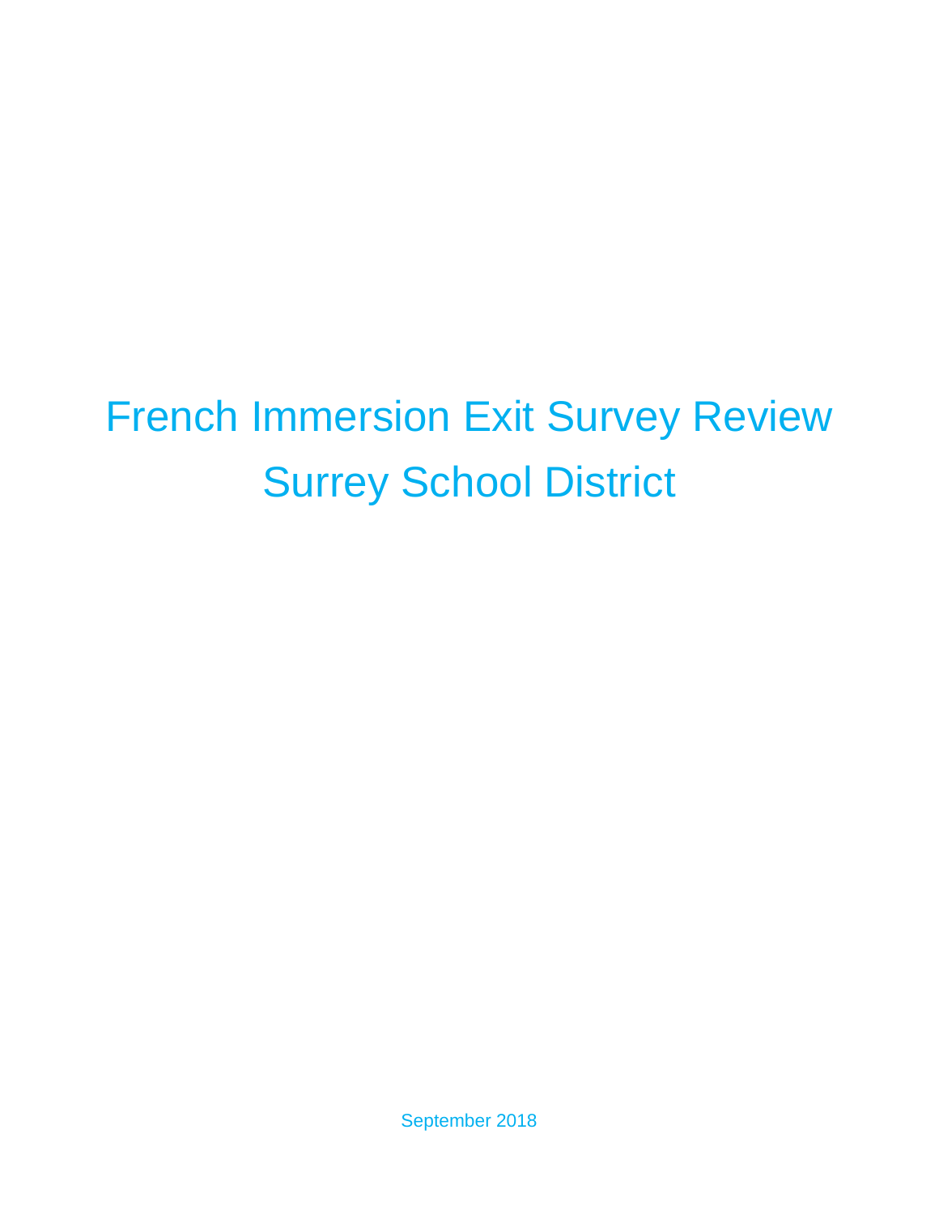# French Immersion Exit Survey Review
# Surrey School District

September 2018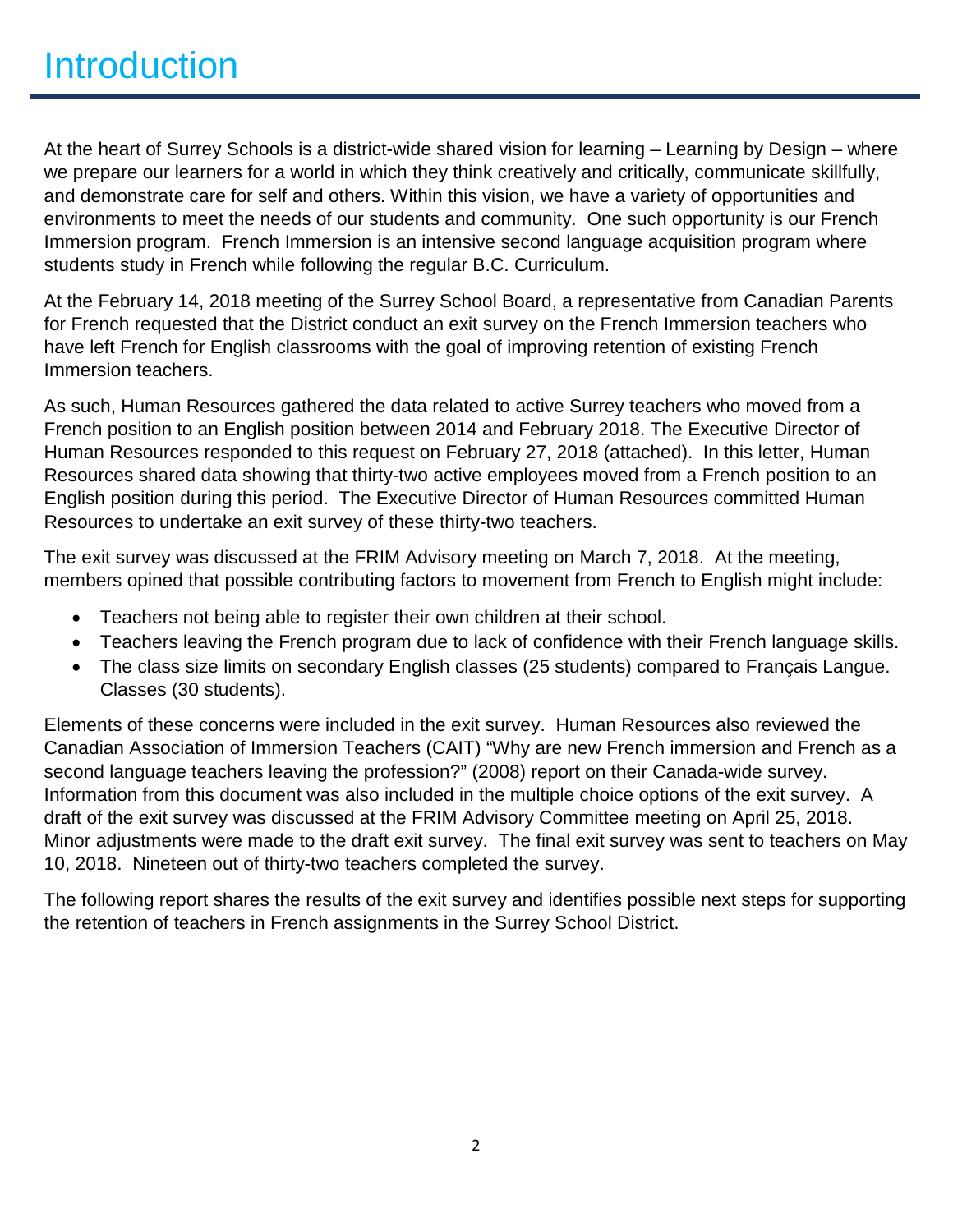# Introduction

At the heart of Surrey Schools is a district-wide shared vision for learning – Learning by Design – where we prepare our learners for a world in which they think creatively and critically, communicate skillfully, and demonstrate care for self and others. Within this vision, we have a variety of opportunities and environments to meet the needs of our students and community. One such opportunity is our French Immersion program. French Immersion is an intensive second language acquisition program where students study in French while following the regular B.C. Curriculum.

At the February 14, 2018 meeting of the Surrey School Board, a representative from Canadian Parents for French requested that the District conduct an exit survey on the French Immersion teachers who have left French for English classrooms with the goal of improving retention of existing French Immersion teachers.

As such, Human Resources gathered the data related to active Surrey teachers who moved from a French position to an English position between 2014 and February 2018. The Executive Director of Human Resources responded to this request on February 27, 2018 (attached). In this letter, Human Resources shared data showing that thirty-two active employees moved from a French position to an English position during this period. The Executive Director of Human Resources committed Human Resources to undertake an exit survey of these thirty-two teachers.

The exit survey was discussed at the FRIM Advisory meeting on March 7, 2018. At the meeting, members opined that possible contributing factors to movement from French to English might include:

- Teachers not being able to register their own children at their school.
- Teachers leaving the French program due to lack of confidence with their French language skills.
- The class size limits on secondary English classes (25 students) compared to Français Langue. Classes (30 students).

Elements of these concerns were included in the exit survey. Human Resources also reviewed the Canadian Association of Immersion Teachers (CAIT) "Why are new French immersion and French as a second language teachers leaving the profession?" (2008) report on their Canada-wide survey. Information from this document was also included in the multiple choice options of the exit survey. A draft of the exit survey was discussed at the FRIM Advisory Committee meeting on April 25, 2018. Minor adjustments were made to the draft exit survey. The final exit survey was sent to teachers on May 10, 2018. Nineteen out of thirty-two teachers completed the survey.

The following report shares the results of the exit survey and identifies possible next steps for supporting the retention of teachers in French assignments in the Surrey School District.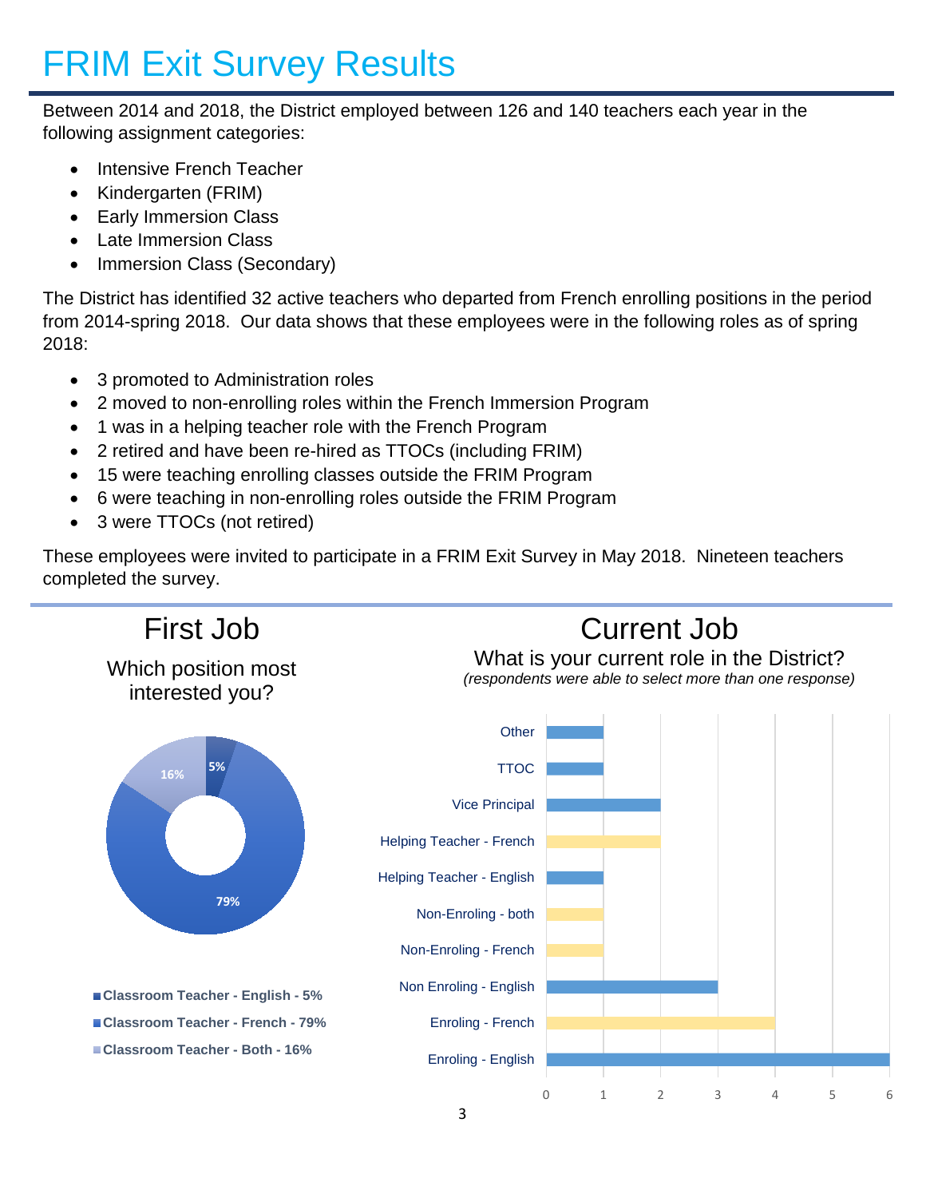# FRIM Exit Survey Results

Between 2014 and 2018, the District employed between 126 and 140 teachers each year in the following assignment categories:

- Intensive French Teacher
- Kindergarten (FRIM)
- Early Immersion Class
- Late Immersion Class
- Immersion Class (Secondary)

The District has identified 32 active teachers who departed from French enrolling positions in the period from 2014-spring 2018. Our data shows that these employees were in the following roles as of spring 2018:

- 3 promoted to Administration roles
- 2 moved to non-enrolling roles within the French Immersion Program
- 1 was in a helping teacher role with the French Program
- 2 retired and have been re-hired as TTOCs (including FRIM)
- 15 were teaching enrolling classes outside the FRIM Program
- 6 were teaching in non-enrolling roles outside the FRIM Program
- 3 were TTOCs (not retired)

These employees were invited to participate in a FRIM Exit Survey in May 2018. Nineteen teachers completed the survey.

## First Job

Which position most interested you?

| Position | Percentage |
|---|---|
| Classroom Teacher - English | 5% |
| Classroom Teacher - French | 79% |
| Classroom Teacher - Both | 16% |

## Current Job

What is your current role in the District?

*(respondents were able to select more than one response)*

| Role | Responses |
|---|---|
| Other | 1 |
| TTOC | 1 |
| Vice Principal | 2 |
| Helping Teacher - French | 2 |
| Helping Teacher - English | 1 |
| Non-Enroling - both | 1 |
| Non-Enroling - French | 1 |
| Non Enroling - English | 3 |
| Enroling - French | 4 |
| Enroling - English | 6 |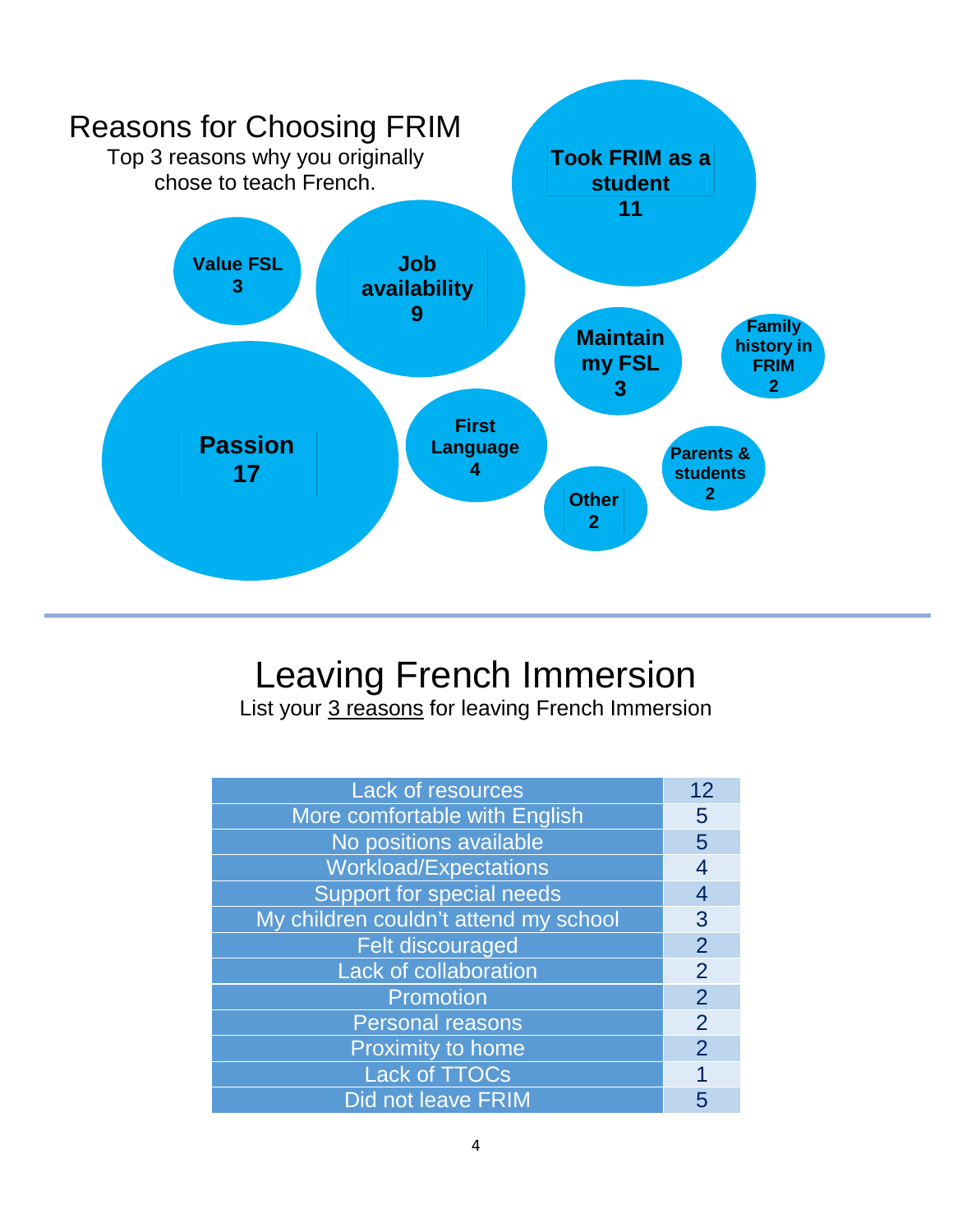## Reasons for Choosing FRIM

Top 3 reasons why you originally chose to teach French.

- **Took FRIM as a student** 11
- **Value FSL** 3
- **Job availability** 9
- **Maintain my FSL** 3
- **Family history in FRIM** 2
- **Passion** 17
- **First Language** 4
- **Parents & students** 2
- **Other** 2

## Leaving French Immersion

List your 3 reasons for leaving French Immersion

| Reason | Count |
|---|---|
| Lack of resources | 12 |
| More comfortable with English | 5 |
| No positions available | 5 |
| Workload/Expectations | 4 |
| Support for special needs | 4 |
| My children couldn't attend my school | 3 |
| Felt discouraged | 2 |
| Lack of collaboration | 2 |
| Promotion | 2 |
| Personal reasons | 2 |
| Proximity to home | 2 |
| Lack of TTOCs | 1 |
| Did not leave FRIM | 5 |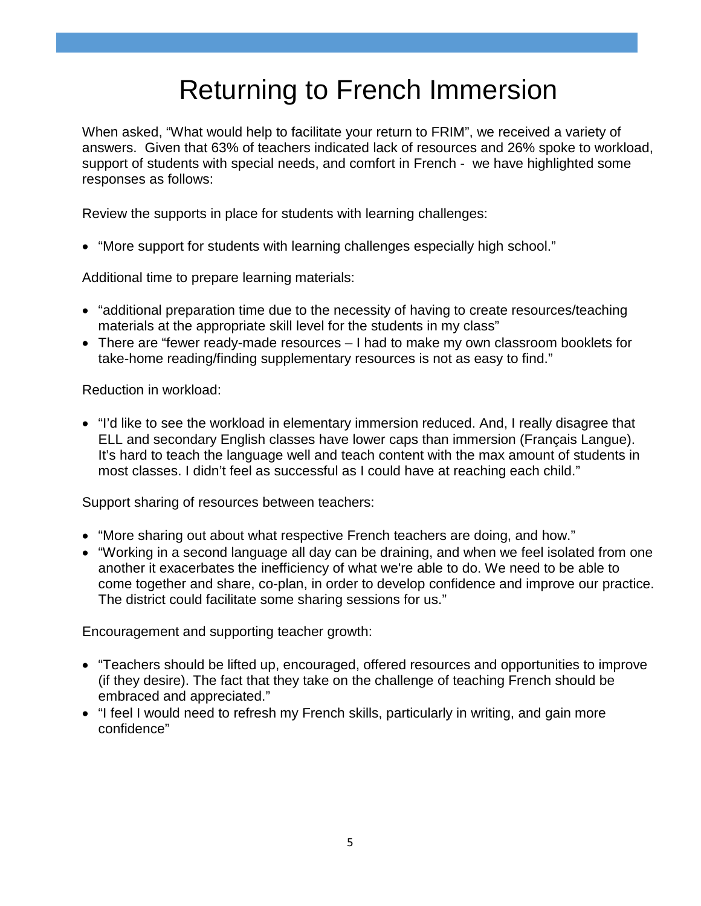# Returning to French Immersion

When asked, "What would help to facilitate your return to FRIM", we received a variety of answers. Given that 63% of teachers indicated lack of resources and 26% spoke to workload, support of students with special needs, and comfort in French - we have highlighted some responses as follows:

Review the supports in place for students with learning challenges:

- "More support for students with learning challenges especially high school."

Additional time to prepare learning materials:

- "additional preparation time due to the necessity of having to create resources/teaching materials at the appropriate skill level for the students in my class"
- There are "fewer ready-made resources – I had to make my own classroom booklets for take-home reading/finding supplementary resources is not as easy to find."

Reduction in workload:

- "I'd like to see the workload in elementary immersion reduced. And, I really disagree that ELL and secondary English classes have lower caps than immersion (Français Langue). It's hard to teach the language well and teach content with the max amount of students in most classes. I didn't feel as successful as I could have at reaching each child."

Support sharing of resources between teachers:

- "More sharing out about what respective French teachers are doing, and how."
- "Working in a second language all day can be draining, and when we feel isolated from one another it exacerbates the inefficiency of what we're able to do. We need to be able to come together and share, co-plan, in order to develop confidence and improve our practice. The district could facilitate some sharing sessions for us."

Encouragement and supporting teacher growth:

- "Teachers should be lifted up, encouraged, offered resources and opportunities to improve (if they desire). The fact that they take on the challenge of teaching French should be embraced and appreciated."
- "I feel I would need to refresh my French skills, particularly in writing, and gain more confidence"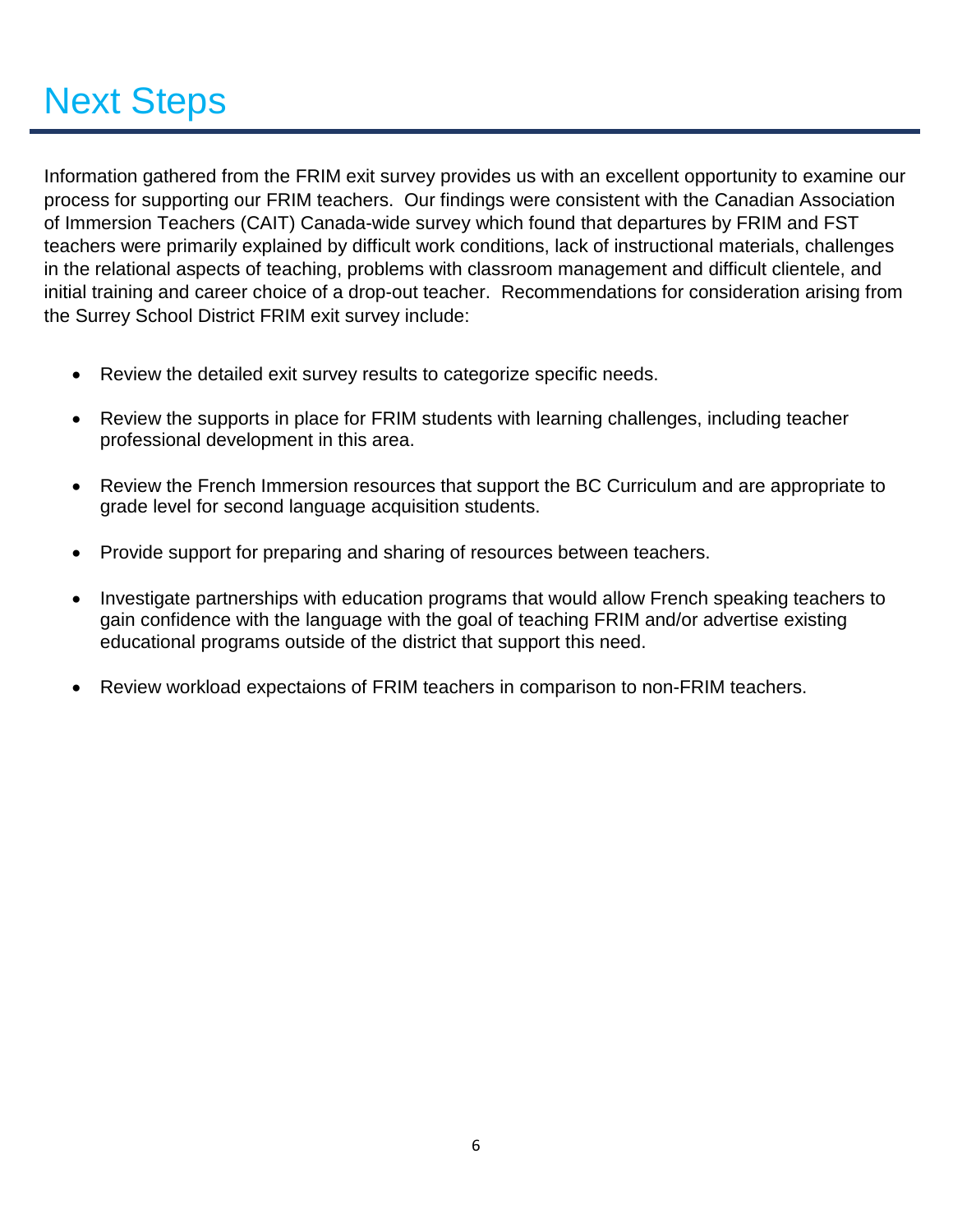# Next Steps

Information gathered from the FRIM exit survey provides us with an excellent opportunity to examine our process for supporting our FRIM teachers. Our findings were consistent with the Canadian Association of Immersion Teachers (CAIT) Canada-wide survey which found that departures by FRIM and FST teachers were primarily explained by difficult work conditions, lack of instructional materials, challenges in the relational aspects of teaching, problems with classroom management and difficult clientele, and initial training and career choice of a drop-out teacher. Recommendations for consideration arising from the Surrey School District FRIM exit survey include:

- Review the detailed exit survey results to categorize specific needs.
- Review the supports in place for FRIM students with learning challenges, including teacher professional development in this area.
- Review the French Immersion resources that support the BC Curriculum and are appropriate to grade level for second language acquisition students.
- Provide support for preparing and sharing of resources between teachers.
- Investigate partnerships with education programs that would allow French speaking teachers to gain confidence with the language with the goal of teaching FRIM and/or advertise existing educational programs outside of the district that support this need.
- Review workload expectaions of FRIM teachers in comparison to non-FRIM teachers.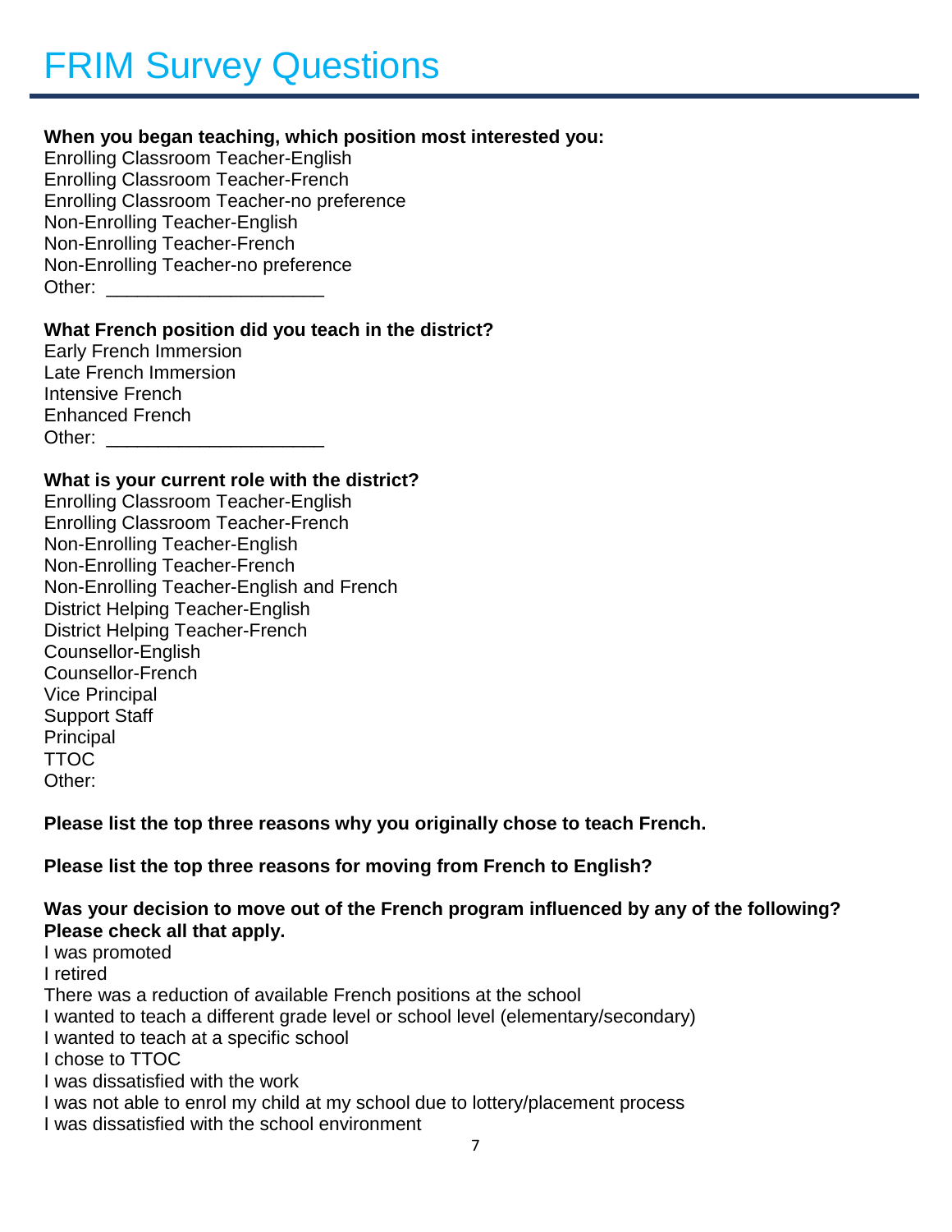# FRIM Survey Questions

**When you began teaching, which position most interested you:**

Enrolling Classroom Teacher-English
Enrolling Classroom Teacher-French
Enrolling Classroom Teacher-no preference
Non-Enrolling Teacher-English
Non-Enrolling Teacher-French
Non-Enrolling Teacher-no preference
Other: ____________________

**What French position did you teach in the district?**

Early French Immersion
Late French Immersion
Intensive French
Enhanced French
Other: ____________________

**What is your current role with the district?**

Enrolling Classroom Teacher-English
Enrolling Classroom Teacher-French
Non-Enrolling Teacher-English
Non-Enrolling Teacher-French
Non-Enrolling Teacher-English and French
District Helping Teacher-English
District Helping Teacher-French
Counsellor-English
Counsellor-French
Vice Principal
Support Staff
Principal
TTOC
Other:

**Please list the top three reasons why you originally chose to teach French.**

**Please list the top three reasons for moving from French to English?**

**Was your decision to move out of the French program influenced by any of the following? Please check all that apply.**

I was promoted
I retired
There was a reduction of available French positions at the school
I wanted to teach a different grade level or school level (elementary/secondary)
I wanted to teach at a specific school
I chose to TTOC
I was dissatisfied with the work
I was not able to enrol my child at my school due to lottery/placement process
I was dissatisfied with the school environment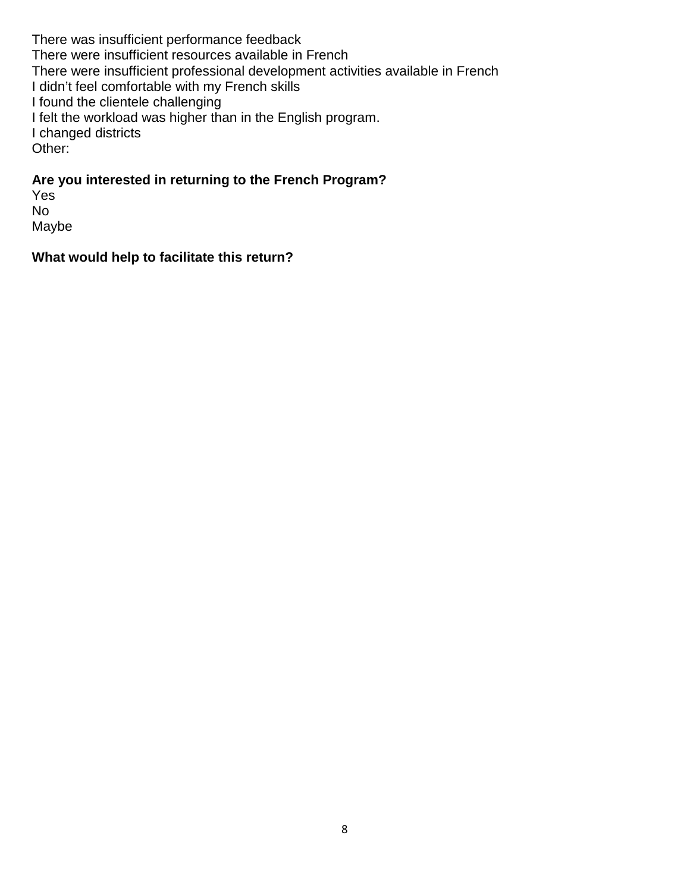There was insufficient performance feedback
There were insufficient resources available in French
There were insufficient professional development activities available in French
I didn't feel comfortable with my French skills
I found the clientele challenging
I felt the workload was higher than in the English program.
I changed districts
Other:

**Are you interested in returning to the French Program?**
Yes
No
Maybe

**What would help to facilitate this return?**